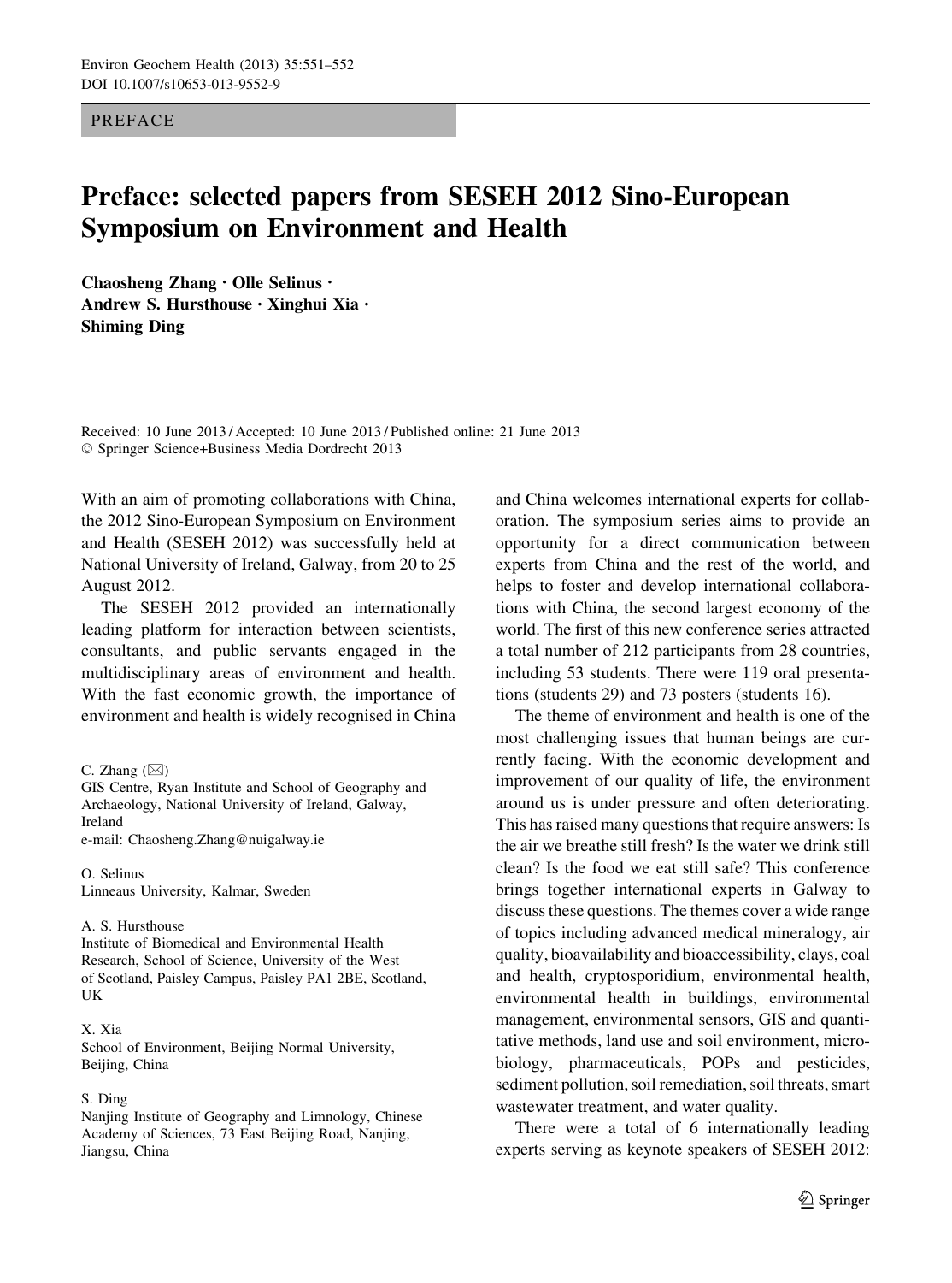PREFACE

# Preface: selected papers from SESEH 2012 Sino-European Symposium on Environment and Health

**Chaosheng Zhang · Olle Selinus · Andrew S. Hursthouse · Xinghui Xia · Shiming Ding**

Received: 10 June 2013 / Accepted: 10 June 2013 / Published online: 21 June 2013
© Springer Science+Business Media Dordrecht 2013

With an aim of promoting collaborations with China, the 2012 Sino-European Symposium on Environment and Health (SESEH 2012) was successfully held at National University of Ireland, Galway, from 20 to 25 August 2012.

The SESEH 2012 provided an internationally leading platform for interaction between scientists, consultants, and public servants engaged in the multidisciplinary areas of environment and health. With the fast economic growth, the importance of environment and health is widely recognised in China and China welcomes international experts for collaboration. The symposium series aims to provide an opportunity for a direct communication between experts from China and the rest of the world, and helps to foster and develop international collaborations with China, the second largest economy of the world. The first of this new conference series attracted a total number of 212 participants from 28 countries, including 53 students. There were 119 oral presentations (students 29) and 73 posters (students 16).

The theme of environment and health is one of the most challenging issues that human beings are currently facing. With the economic development and improvement of our quality of life, the environment around us is under pressure and often deteriorating. This has raised many questions that require answers: Is the air we breathe still fresh? Is the water we drink still clean? Is the food we eat still safe? This conference brings together international experts in Galway to discuss these questions. The themes cover a wide range of topics including advanced medical mineralogy, air quality, bioavailability and bioaccessibility, clays, coal and health, cryptosporidium, environmental health, environmental health in buildings, environmental management, environmental sensors, GIS and quantitative methods, land use and soil environment, microbiology, pharmaceuticals, POPs and pesticides, sediment pollution, soil remediation, soil threats, smart wastewater treatment, and water quality.

There were a total of 6 internationally leading experts serving as keynote speakers of SESEH 2012:

---

C. Zhang (✉)
GIS Centre, Ryan Institute and School of Geography and Archaeology, National University of Ireland, Galway, Ireland
e-mail: Chaosheng.Zhang@nuigalway.ie

O. Selinus
Linneaus University, Kalmar, Sweden

A. S. Hursthouse
Institute of Biomedical and Environmental Health Research, School of Science, University of the West of Scotland, Paisley Campus, Paisley PA1 2BE, Scotland, UK

X. Xia
School of Environment, Beijing Normal University, Beijing, China

S. Ding
Nanjing Institute of Geography and Limnology, Chinese Academy of Sciences, 73 East Beijing Road, Nanjing, Jiangsu, China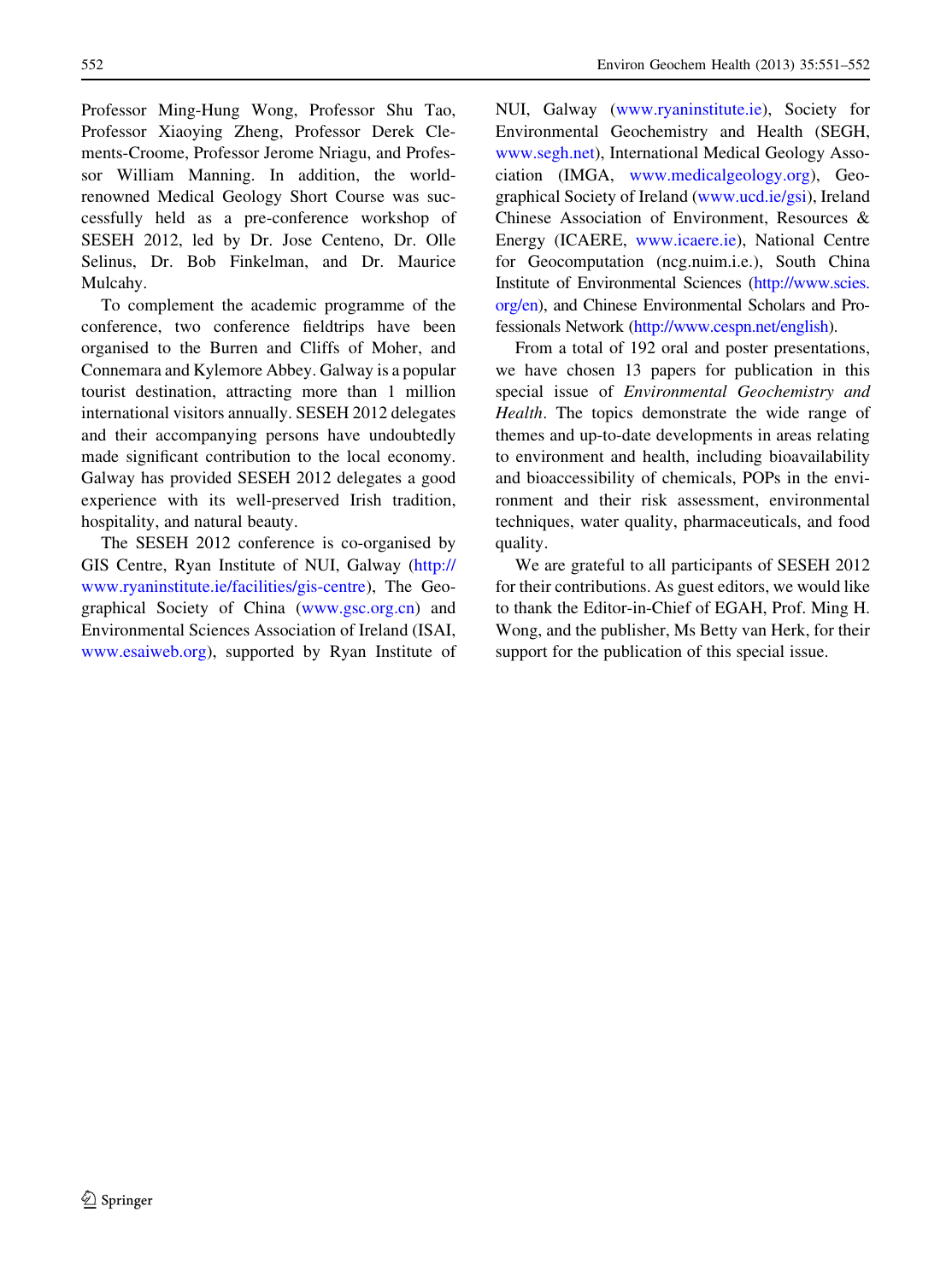Professor Ming-Hung Wong, Professor Shu Tao, Professor Xiaoying Zheng, Professor Derek Clements-Croome, Professor Jerome Nriagu, and Professor William Manning. In addition, the world-renowned Medical Geology Short Course was successfully held as a pre-conference workshop of SESEH 2012, led by Dr. Jose Centeno, Dr. Olle Selinus, Dr. Bob Finkelman, and Dr. Maurice Mulcahy.

To complement the academic programme of the conference, two conference fieldtrips have been organised to the Burren and Cliffs of Moher, and Connemara and Kylemore Abbey. Galway is a popular tourist destination, attracting more than 1 million international visitors annually. SESEH 2012 delegates and their accompanying persons have undoubtedly made significant contribution to the local economy. Galway has provided SESEH 2012 delegates a good experience with its well-preserved Irish tradition, hospitality, and natural beauty.

The SESEH 2012 conference is co-organised by GIS Centre, Ryan Institute of NUI, Galway (http://www.ryaninstitute.ie/facilities/gis-centre), The Geographical Society of China (www.gsc.org.cn) and Environmental Sciences Association of Ireland (ISAI, www.esaiweb.org), supported by Ryan Institute of NUI, Galway (www.ryaninstitute.ie), Society for Environmental Geochemistry and Health (SEGH, www.segh.net), International Medical Geology Association (IMGA, www.medicalgeology.org), Geographical Society of Ireland (www.ucd.ie/gsi), Ireland Chinese Association of Environment, Resources & Energy (ICAERE, www.icaere.ie), National Centre for Geocomputation (ncg.nuim.i.e.), South China Institute of Environmental Sciences (http://www.scies.org/en), and Chinese Environmental Scholars and Professionals Network (http://www.cespn.net/english).

From a total of 192 oral and poster presentations, we have chosen 13 papers for publication in this special issue of *Environmental Geochemistry and Health*. The topics demonstrate the wide range of themes and up-to-date developments in areas relating to environment and health, including bioavailability and bioaccessibility of chemicals, POPs in the environment and their risk assessment, environmental techniques, water quality, pharmaceuticals, and food quality.

We are grateful to all participants of SESEH 2012 for their contributions. As guest editors, we would like to thank the Editor-in-Chief of EGAH, Prof. Ming H. Wong, and the publisher, Ms Betty van Herk, for their support for the publication of this special issue.